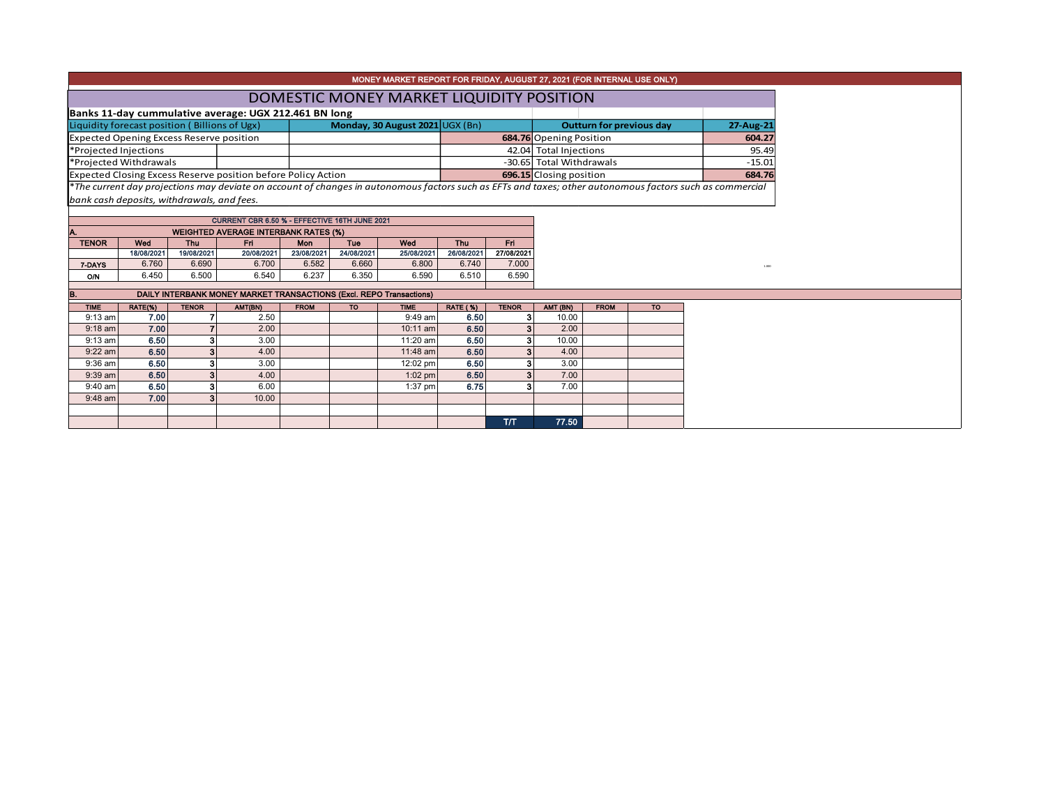MONEY MARKET REPORT FOR FRIDAY, AUGUST 27, 2021 (FOR INTERNAL USE ONLY)

# DOMESTIC MONEY MARKET LIQUIDITY POSITION

**Banks 11-day cummulative average: UGX 212.461 BN long**

| Liquidity forecast position ( Billions of Ugx) | Monday, 30 August 2021 UGX (Bn) | Outturn for previous day | 27-Aug-21 |
|---|---|---|---|
| Expected Opening Excess Reserve position | **684.76** | Opening Position | **604.27** |
| *Projected Injections | 42.04 | Total Injections | 95.49 |
| *Projected Withdrawals | -30.65 | Total Withdrawals | -15.01 |
| Expected Closing Excess Reserve position before Policy Action | **696.15** | Closing position | **684.76** |

*\*The current day projections may deviate on account of changes in autonomous factors such as EFTs and taxes; other autonomous factors such as commercial bank cash deposits, withdrawals, and fees.*

CURRENT CBR 6.50 % - EFFECTIVE 16TH JUNE 2021

**A. WEIGHTED AVERAGE INTERBANK RATES (%)**

| TENOR | Wed 18/08/2021 | Thu 19/08/2021 | Fri 20/08/2021 | Mon 23/08/2021 | Tue 24/08/2021 | Wed 25/08/2021 | Thu 26/08/2021 | Fri 27/08/2021 |
|---|---|---|---|---|---|---|---|---|
| 7-DAYS | 6.760 | 6.690 | 6.700 | 6.582 | 6.660 | 6.800 | 6.740 | 7.000 |
| O/N | 6.450 | 6.500 | 6.540 | 6.237 | 6.350 | 6.590 | 6.510 | 6.590 |

**B. DAILY INTERBANK MONEY MARKET TRANSACTIONS (Excl. REPO Transactions)**

| TIME | RATE(%) | TENOR | AMT(BN) | FROM | TO | TIME | RATE ( %) | TENOR | AMT (BN) | FROM | TO |
|---|---|---|---|---|---|---|---|---|---|---|---|
| 9:13 am | **7.00** | 7 | 2.50 | | | 9:49 am | **6.50** | 3 | 10.00 | | |
| 9:18 am | **7.00** | 7 | 2.00 | | | 10:11 am | **6.50** | 3 | 2.00 | | |
| 9:13 am | **6.50** | 3 | 3.00 | | | 11:20 am | **6.50** | 3 | 10.00 | | |
| 9:22 am | **6.50** | 3 | 4.00 | | | 11:48 am | **6.50** | 3 | 4.00 | | |
| 9:36 am | **6.50** | 3 | 3.00 | | | 12:02 pm | **6.50** | 3 | 3.00 | | |
| 9:39 am | **6.50** | 3 | 4.00 | | | 1:02 pm | **6.50** | 3 | 7.00 | | |
| 9:40 am | **6.50** | 3 | 6.00 | | | 1:37 pm | **6.75** | 3 | 7.00 | | |
| 9:48 am | **7.00** | 3 | 10.00 | | | | | | | | |
| | | | | | | | | | | | |
| | | | | | | | | T/T | **77.50** | | |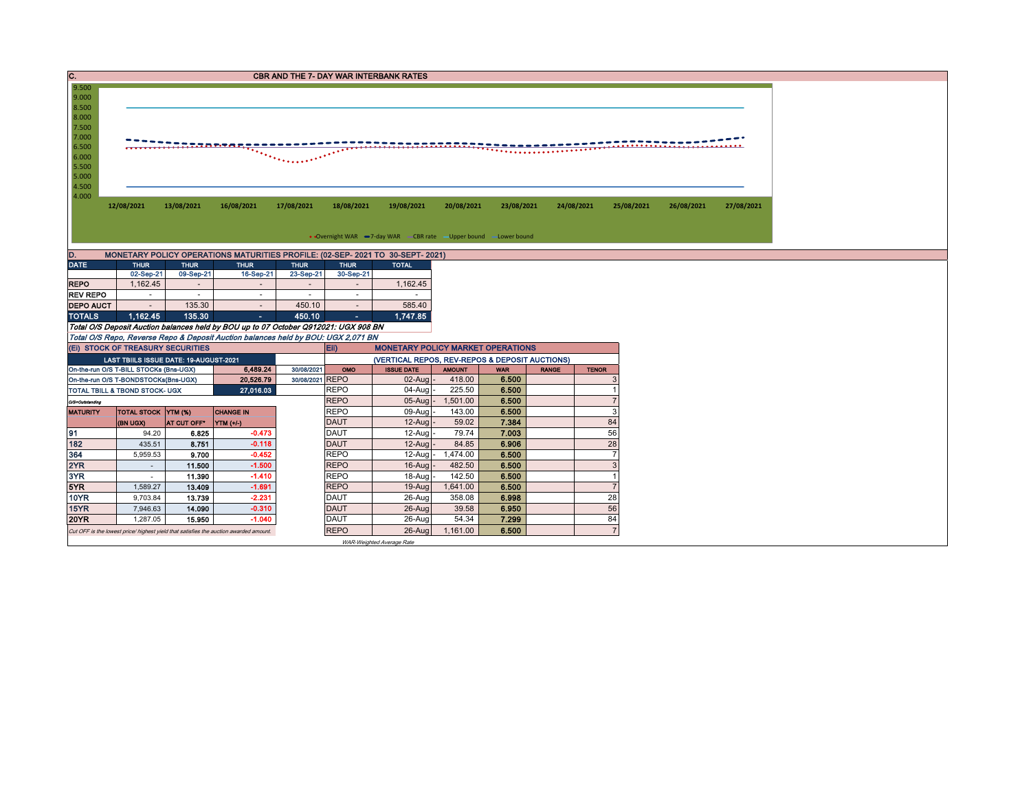## C. CBR AND THE 7- DAY WAR INTERBANK RATES

9.500
9.000
8.500
8.000
7.500
7.000
6.500
6.000
5.500
5.000
4.500
4.000

12/08/2021 13/08/2021 16/08/2021 17/08/2021 18/08/2021 19/08/2021 20/08/2021 23/08/2021 24/08/2021 25/08/2021 26/08/2021 27/08/2021

Overnight WAR — 7-day WAR — CBR rate — Upper bound — Lower bound

## D. MONETARY POLICY OPERATIONS MATURITIES PROFILE: (02-SEP- 2021 TO 30-SEPT- 2021)

| DATE | THUR | THUR | THUR | THUR | THUR | TOTAL |
|---|---|---|---|---|---|---|
| | 02-Sep-21 | 09-Sep-21 | 16-Sep-21 | 23-Sep-21 | 30-Sep-21 | |
| REPO | 1,162.45 | - | - | - | - | 1,162.45 |
| REV REPO | - | - | - | - | - | - |
| DEPO AUCT | - | 135.30 | - | 450.10 | - | 585.40 |
| TOTALS | 1,162.45 | 135.30 | - | 450.10 | - | 1,747.85 |

*Total O/S Deposit Auction balances held by BOU up to 07 October Q912021: UGX 908 BN*

*Total O/S Repo, Reverse Repo & Deposit Auction balances held by BOU: UGX 2,071 BN*

### (Ei) STOCK OF TREASURY SECURITIES

| LAST TBIILS ISSUE DATE: 19-AUGUST-2021 | | |
|---|---|---|
| On-the-run O/S T-BILL STOCKs (Bns-UGX) | 6,489.24 | 30/08/2021 |
| On-the-run O/S T-BONDSTOCKs(Bns-UGX) | 20,526.79 | 30/08/2021 |
| TOTAL TBILL & TBOND STOCK- UGX | 27,016.03 | |

O/S=Outstanding

| MATURITY | TOTAL STOCK (BN UGX) | YTM (%) AT CUT OFF* | CHANGE IN YTM (+/-) |
|---|---|---|---|
| 91 | 94.20 | 6.825 | -0.473 |
| 182 | 435.51 | 8.751 | -0.118 |
| 364 | 5,959.53 | 9.700 | -0.452 |
| 2YR | - | 11.500 | -1.500 |
| 3YR | - | 11.390 | -1.410 |
| 5YR | 1,589.27 | 13.409 | -1.691 |
| 10YR | 9,703.84 | 13.739 | -2.231 |
| 15YR | 7,946.63 | 14.090 | -0.310 |
| 20YR | 1,287.05 | 15.950 | -1.040 |

*Cut OFF is the lowest price/ highest yield that satisfies the auction awarded amount.*

### Eii) MONETARY POLICY MARKET OPERATIONS

(VERTICAL REPOS, REV-REPOS & DEPOSIT AUCTIONS)

| OMO | ISSUE DATE | AMOUNT | WAR | RANGE | TENOR |
|---|---|---|---|---|---|
| REPO | 02-Aug | 418.00 | 6.500 | | 3 |
| REPO | 04-Aug | 225.50 | 6.500 | | 1 |
| REPO | 05-Aug | 1,501.00 | 6.500 | | 7 |
| REPO | 09-Aug | 143.00 | 6.500 | | 3 |
| DAUT | 12-Aug | 59.02 | 7.384 | | 84 |
| DAUT | 12-Aug | 79.74 | 7.003 | | 56 |
| DAUT | 12-Aug | 84.85 | 6.906 | | 28 |
| REPO | 12-Aug | 1,474.00 | 6.500 | | 7 |
| REPO | 16-Aug | 482.50 | 6.500 | | 3 |
| REPO | 18-Aug | 142.50 | 6.500 | | 1 |
| REPO | 19-Aug | 1,641.00 | 6.500 | | 7 |
| DAUT | 26-Aug | 358.08 | 6.998 | | 28 |
| DAUT | 26-Aug | 39.58 | 6.950 | | 56 |
| DAUT | 26-Aug | 54.34 | 7.299 | | 84 |
| REPO | 26-Aug | 1,161.00 | 6.500 | | 7 |

*WAR-Weighted Average Rate*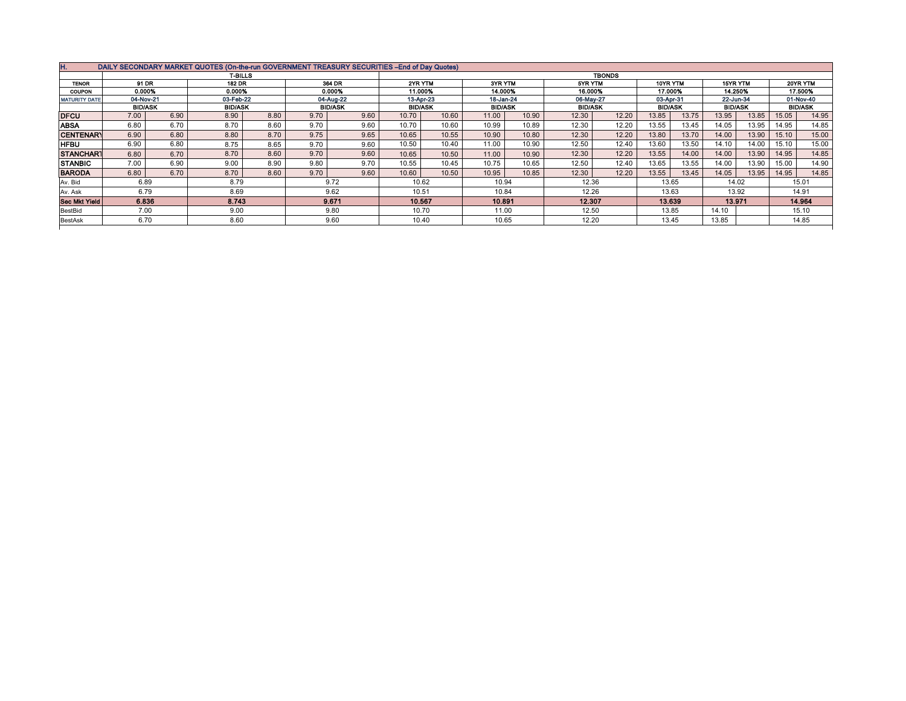H. DAILY SECONDARY MARKET QUOTES (On-the-run GOVERNMENT TREASURY SECURITIES –End of Day Quotes)

| | T-BILLS | | | | | | TBONDS | | | | | | | | | | | |
|---|---|---|---|---|---|---|---|---|---|---|---|---|---|---|---|---|---|---|
| TENOR | 91 DR | | 182 DR | | 364 DR | | 2YR YTM | | 3YR YTM | | 5YR YTM | | 10YR YTM | | 15YR YTM | | 20YR YTM | |
| COUPON | 0.000% | | 0.000% | | 0.000% | | 11.000% | | 14.000% | | 16.000% | | 17.000% | | 14.250% | | 17.500% | |
| MATURITY DATE | 04-Nov-21 | | 03-Feb-22 | | 04-Aug-22 | | 13-Apr-23 | | 18-Jan-24 | | 06-May-27 | | 03-Apr-31 | | 22-Jun-34 | | 01-Nov-40 | |
| | BID/ASK | | BID/ASK | | BID/ASK | | BID/ASK | | BID/ASK | | BID/ASK | | BID/ASK | | BID/ASK | | BID/ASK | |
| **DFCU** | 7.00 | 6.90 | 8.90 | 8.80 | 9.70 | 9.60 | 10.70 | 10.60 | 11.00 | 10.90 | 12.30 | 12.20 | 13.85 | 13.75 | 13.95 | 13.85 | 15.05 | 14.95 |
| **ABSA** | 6.80 | 6.70 | 8.70 | 8.60 | 9.70 | 9.60 | 10.70 | 10.60 | 10.99 | 10.89 | 12.30 | 12.20 | 13.55 | 13.45 | 14.05 | 13.95 | 14.95 | 14.85 |
| **CENTENARY** | 6.90 | 6.80 | 8.80 | 8.70 | 9.75 | 9.65 | 10.65 | 10.55 | 10.90 | 10.80 | 12.30 | 12.20 | 13.80 | 13.70 | 14.00 | 13.90 | 15.10 | 15.00 |
| **HFBU** | 6.90 | 6.80 | 8.75 | 8.65 | 9.70 | 9.60 | 10.50 | 10.40 | 11.00 | 10.90 | 12.50 | 12.40 | 13.60 | 13.50 | 14.10 | 14.00 | 15.10 | 15.00 |
| **STANCHART** | 6.80 | 6.70 | 8.70 | 8.60 | 9.70 | 9.60 | 10.65 | 10.50 | 11.00 | 10.90 | 12.30 | 12.20 | 13.55 | 14.00 | 14.00 | 13.90 | 14.95 | 14.85 |
| **STANBIC** | 7.00 | 6.90 | 9.00 | 8.90 | 9.80 | 9.70 | 10.55 | 10.45 | 10.75 | 10.65 | 12.50 | 12.40 | 13.65 | 13.55 | 14.00 | 13.90 | 15.00 | 14.90 |
| **BARODA** | 6.80 | 6.70 | 8.70 | 8.60 | 9.70 | 9.60 | 10.60 | 10.50 | 10.95 | 10.85 | 12.30 | 12.20 | 13.55 | 13.45 | 14.05 | 13.95 | 14.95 | 14.85 |
| Av. Bid | 6.89 | | 8.79 | | 9.72 | | 10.62 | | 10.94 | | 12.36 | | 13.65 | | 14.02 | | 15.01 | |
| Av. Ask | 6.79 | | 8.69 | | 9.62 | | 10.51 | | 10.84 | | 12.26 | | 13.63 | | 13.92 | | 14.91 | |
| **Sec Mkt Yield** | **6.836** | | **8.743** | | **9.671** | | **10.567** | | **10.891** | | **12.307** | | **13.639** | | **13.971** | | **14.964** | |
| BestBid | 7.00 | | 9.00 | | 9.80 | | 10.70 | | 11.00 | | 12.50 | | 13.85 | | 14.10 | | 15.10 | |
| BestAsk | 6.70 | | 8.60 | | 9.60 | | 10.40 | | 10.65 | | 12.20 | | 13.45 | | 13.85 | | 14.85 | |